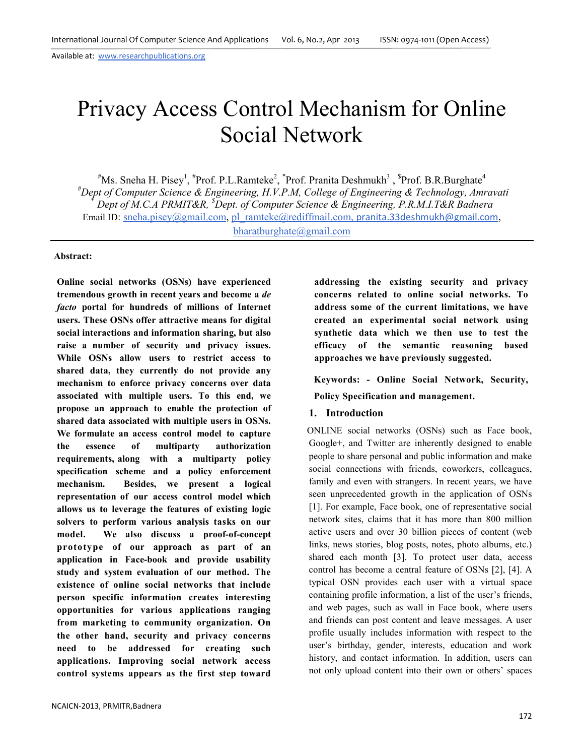# Privacy Access Control Mechanism for Online Social Network

[#]Ms. Sneha H. Pisey[1], [#]Prof. P.L.Ramteke[2], [*]Prof. Pranita Deshmukh[3], [$]Prof. B.R.Burghate[4]

[#]*Dept of Computer Science & Engineering, H.V.P.M, College of Engineering & Technology, Amravati*
[*]*Dept of M.C.A PRMIT&R,* [$]*Dept. of Computer Science & Engineering, P.R.M.I.T&R Badnera*

Email ID: sneha.pisey@gmail.com, pl_ramteke@rediffmail.com, pranita.33deshmukh@gmail.com, bharatburghate@gmail.com

**Abstract:**

**Online social networks (OSNs) have experienced tremendous growth in recent years and become a *de facto* portal for hundreds of millions of Internet users. These OSNs offer attractive means for digital social interactions and information sharing, but also raise a number of security and privacy issues. While OSNs allow users to restrict access to shared data, they currently do not provide any mechanism to enforce privacy concerns over data associated with multiple users. To this end, we propose an approach to enable the protection of shared data associated with multiple users in OSNs. We formulate an access control model to capture the essence of multiparty authorization requirements, along with a multiparty policy specification scheme and a policy enforcement mechanism. Besides, we present a logical representation of our access control model which allows us to leverage the features of existing logic solvers to perform various analysis tasks on our model. We also discuss a proof-of-concept prototype of our approach as part of an application in Face-book and provide usability study and system evaluation of our method. The existence of online social networks that include person specific information creates interesting opportunities for various applications ranging from marketing to community organization. On the other hand, security and privacy concerns need to be addressed for creating such applications. Improving social network access control systems appears as the first step toward addressing the existing security and privacy concerns related to online social networks. To address some of the current limitations, we have created an experimental social network using synthetic data which we then use to test the efficacy of the semantic reasoning based approaches we have previously suggested.**

**Keywords: - Online Social Network, Security, Policy Specification and management.**

## 1. Introduction

ONLINE social networks (OSNs) such as Face book, Google+, and Twitter are inherently designed to enable people to share personal and public information and make social connections with friends, coworkers, colleagues, family and even with strangers. In recent years, we have seen unprecedented growth in the application of OSNs [1]. For example, Face book, one of representative social network sites, claims that it has more than 800 million active users and over 30 billion pieces of content (web links, news stories, blog posts, notes, photo albums, etc.) shared each month [3]. To protect user data, access control has become a central feature of OSNs [2], [4]. A typical OSN provides each user with a virtual space containing profile information, a list of the user's friends, and web pages, such as wall in Face book, where users and friends can post content and leave messages. A user profile usually includes information with respect to the user's birthday, gender, interests, education and work history, and contact information. In addition, users can not only upload content into their own or others' spaces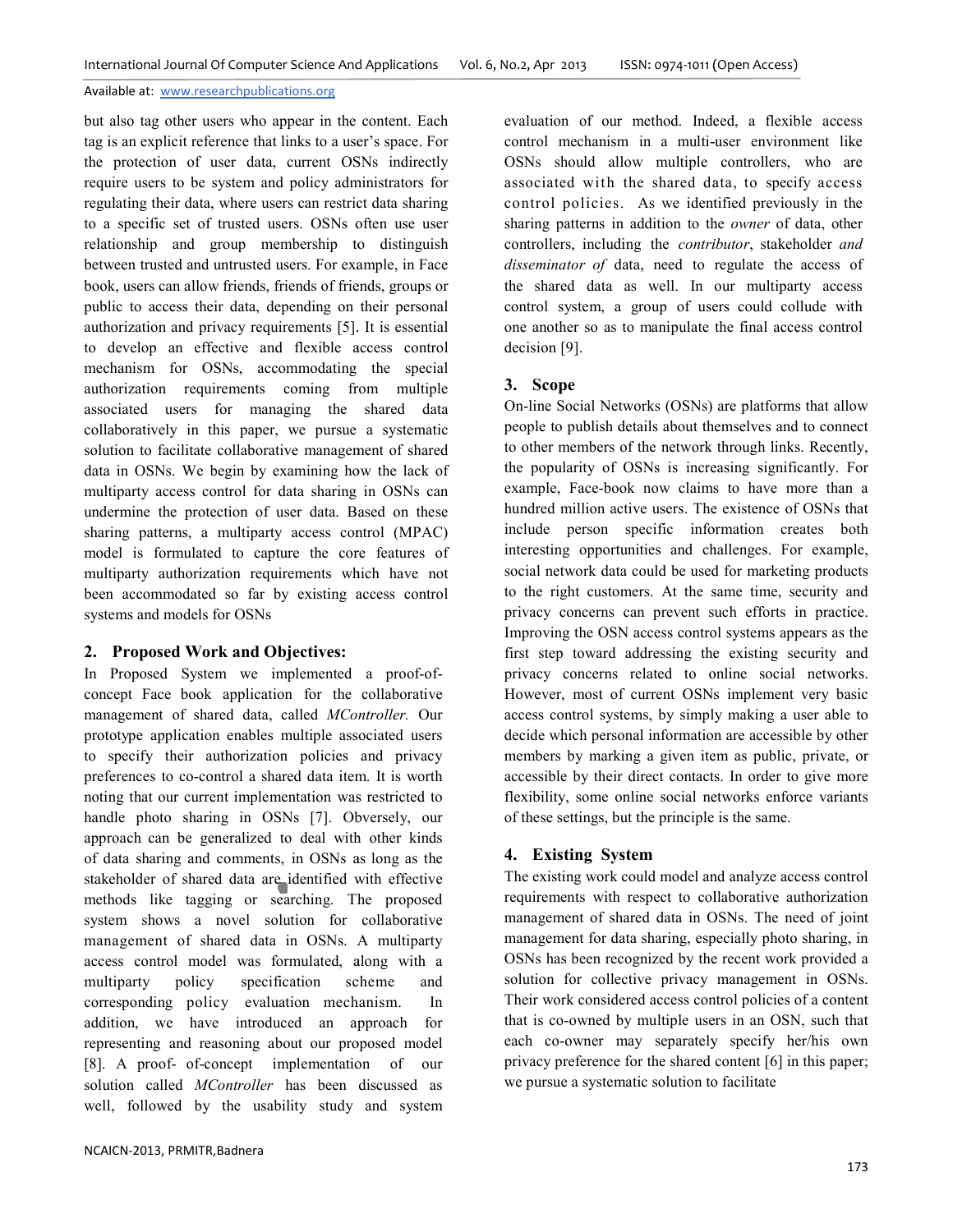but also tag other users who appear in the content. Each tag is an explicit reference that links to a user's space. For the protection of user data, current OSNs indirectly require users to be system and policy administrators for regulating their data, where users can restrict data sharing to a specific set of trusted users. OSNs often use user relationship and group membership to distinguish between trusted and untrusted users. For example, in Face book, users can allow friends, friends of friends, groups or public to access their data, depending on their personal authorization and privacy requirements [5]. It is essential to develop an effective and flexible access control mechanism for OSNs, accommodating the special authorization requirements coming from multiple associated users for managing the shared data collaboratively in this paper, we pursue a systematic solution to facilitate collaborative management of shared data in OSNs. We begin by examining how the lack of multiparty access control for data sharing in OSNs can undermine the protection of user data. Based on these sharing patterns, a multiparty access control (MPAC) model is formulated to capture the core features of multiparty authorization requirements which have not been accommodated so far by existing access control systems and models for OSNs

## 2. Proposed Work and Objectives:

In Proposed System we implemented a proof-of-concept Face book application for the collaborative management of shared data, called *MController.* Our prototype application enables multiple associated users to specify their authorization policies and privacy preferences to co-control a shared data item. It is worth noting that our current implementation was restricted to handle photo sharing in OSNs [7]. Obversely, our approach can be generalized to deal with other kinds of data sharing and comments, in OSNs as long as the stakeholder of shared data are identified with effective methods like tagging or searching. The proposed system shows a novel solution for collaborative management of shared data in OSNs. A multiparty access control model was formulated, along with a multiparty policy specification scheme and corresponding policy evaluation mechanism. In addition, we have introduced an approach for representing and reasoning about our proposed model [8]. A proof- of-concept implementation of our solution called *MController* has been discussed as well, followed by the usability study and system evaluation of our method. Indeed, a flexible access control mechanism in a multi-user environment like OSNs should allow multiple controllers, who are associated with the shared data, to specify access control policies. As we identified previously in the sharing patterns in addition to the *owner* of data, other controllers, including the *contributor*, stakeholder *and disseminator of* data, need to regulate the access of the shared data as well. In our multiparty access control system, a group of users could collude with one another so as to manipulate the final access control decision [9].

## 3. Scope

On-line Social Networks (OSNs) are platforms that allow people to publish details about themselves and to connect to other members of the network through links. Recently, the popularity of OSNs is increasing significantly. For example, Face-book now claims to have more than a hundred million active users. The existence of OSNs that include person specific information creates both interesting opportunities and challenges. For example, social network data could be used for marketing products to the right customers. At the same time, security and privacy concerns can prevent such efforts in practice. Improving the OSN access control systems appears as the first step toward addressing the existing security and privacy concerns related to online social networks. However, most of current OSNs implement very basic access control systems, by simply making a user able to decide which personal information are accessible by other members by marking a given item as public, private, or accessible by their direct contacts. In order to give more flexibility, some online social networks enforce variants of these settings, but the principle is the same.

## 4. Existing System

The existing work could model and analyze access control requirements with respect to collaborative authorization management of shared data in OSNs. The need of joint management for data sharing, especially photo sharing, in OSNs has been recognized by the recent work provided a solution for collective privacy management in OSNs. Their work considered access control policies of a content that is co-owned by multiple users in an OSN, such that each co-owner may separately specify her/his own privacy preference for the shared content [6] in this paper; we pursue a systematic solution to facilitate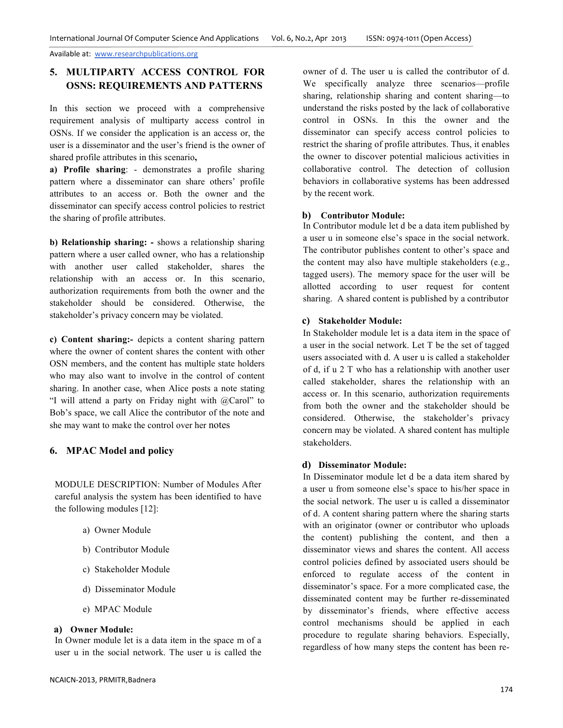## 5. MULTIPARTY ACCESS CONTROL FOR OSNS: REQUIREMENTS AND PATTERNS

In this section we proceed with a comprehensive requirement analysis of multiparty access control in OSNs. If we consider the application is an access or, the user is a disseminator and the user's friend is the owner of shared profile attributes in this scenario**,**

**a) Profile sharing**: - demonstrates a profile sharing pattern where a disseminator can share others' profile attributes to an access or. Both the owner and the disseminator can specify access control policies to restrict the sharing of profile attributes.

**b) Relationship sharing: -** shows a relationship sharing pattern where a user called owner, who has a relationship with another user called stakeholder, shares the relationship with an access or. In this scenario, authorization requirements from both the owner and the stakeholder should be considered. Otherwise, the stakeholder's privacy concern may be violated.

**c) Content sharing:-** depicts a content sharing pattern where the owner of content shares the content with other OSN members, and the content has multiple state holders who may also want to involve in the control of content sharing. In another case, when Alice posts a note stating "I will attend a party on Friday night with @Carol" to Bob's space, we call Alice the contributor of the note and she may want to make the control over her notes

## 6. MPAC Model and policy

MODULE DESCRIPTION: Number of Modules After careful analysis the system has been identified to have the following modules [12]:

a) Owner Module
b) Contributor Module
c) Stakeholder Module
d) Disseminator Module
e) MPAC Module

### a) Owner Module:

In Owner module let is a data item in the space m of a user u in the social network. The user u is called the owner of d. The user u is called the contributor of d. We specifically analyze three scenarios—profile sharing, relationship sharing and content sharing—to understand the risks posted by the lack of collaborative control in OSNs. In this the owner and the disseminator can specify access control policies to restrict the sharing of profile attributes. Thus, it enables the owner to discover potential malicious activities in collaborative control. The detection of collusion behaviors in collaborative systems has been addressed by the recent work.

### b) Contributor Module:

In Contributor module let d be a data item published by a user u in someone else's space in the social network. The contributor publishes content to other's space and the content may also have multiple stakeholders (e.g., tagged users). The memory space for the user will be allotted according to user request for content sharing. A shared content is published by a contributor

### c) Stakeholder Module:

In Stakeholder module let is a data item in the space of a user in the social network. Let T be the set of tagged users associated with d. A user u is called a stakeholder of d, if u 2 T who has a relationship with another user called stakeholder, shares the relationship with an access or. In this scenario, authorization requirements from both the owner and the stakeholder should be considered. Otherwise, the stakeholder's privacy concern may be violated. A shared content has multiple stakeholders.

### d) Disseminator Module:

In Disseminator module let d be a data item shared by a user u from someone else's space to his/her space in the social network. The user u is called a disseminator of d. A content sharing pattern where the sharing starts with an originator (owner or contributor who uploads the content) publishing the content, and then a disseminator views and shares the content. All access control policies defined by associated users should be enforced to regulate access of the content in disseminator's space. For a more complicated case, the disseminated content may be further re-disseminated by disseminator's friends, where effective access control mechanisms should be applied in each procedure to regulate sharing behaviors. Especially, regardless of how many steps the content has been re-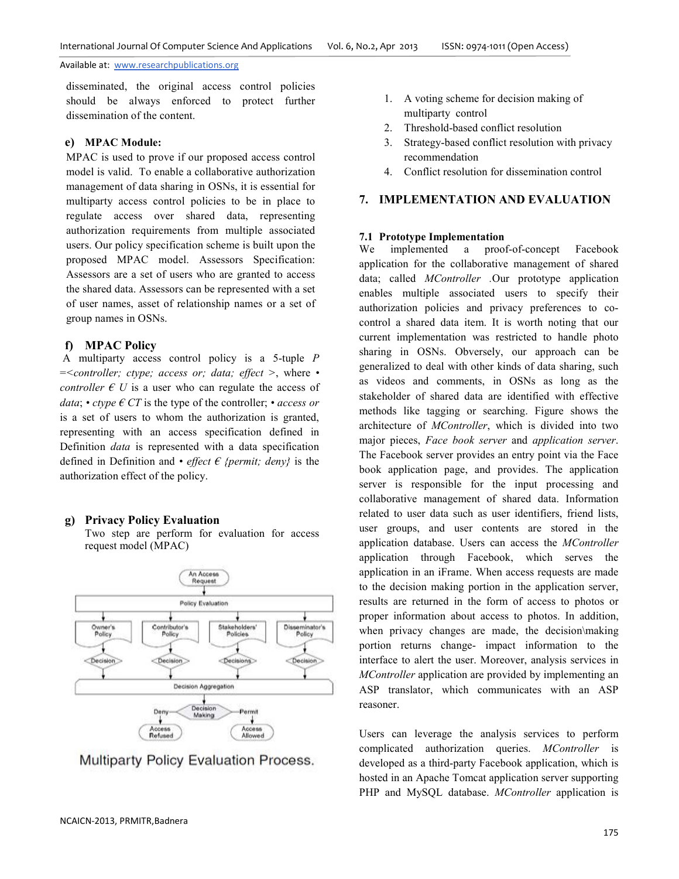disseminated, the original access control policies should be always enforced to protect further dissemination of the content.

**e) MPAC Module:**

MPAC is used to prove if our proposed access control model is valid. To enable a collaborative authorization management of data sharing in OSNs, it is essential for multiparty access control policies to be in place to regulate access over shared data, representing authorization requirements from multiple associated users. Our policy specification scheme is built upon the proposed MPAC model. Assessors Specification: Assessors are a set of users who are granted to access the shared data. Assessors can be represented with a set of user names, asset of relationship names or a set of group names in OSNs.

### f) MPAC Policy

A multiparty access control policy is a 5-tuple *P =<controller; ctype; access or; data; effect >*, where • *controller € U* is a user who can regulate the access of *data*; • *ctype € CT* is the type of the controller; • *access or* is a set of users to whom the authorization is granted, representing with an access specification defined in Definition *data* is represented with a data specification defined in Definition and • *effect € {permit; deny}* is the authorization effect of the policy.

### g) Privacy Policy Evaluation

Two step are perform for evaluation for access request model (MPAC)

An Access Request
Policy Evaluation
Owner's Policy
Contributor's Policy
Stakeholders' Policies
Disseminator's Policy
Decision
Decision
Decisions
Decision
Decision Aggregation
Deny
Decision Making
Permit
Access Refused
Access Allowed

Multiparty Policy Evaluation Process.

1. A voting scheme for decision making of multiparty control
2. Threshold-based conflict resolution
3. Strategy-based conflict resolution with privacy recommendation
4. Conflict resolution for dissemination control

## 7. IMPLEMENTATION AND EVALUATION

### 7.1 Prototype Implementation

We implemented a proof-of-concept Facebook application for the collaborative management of shared data; called *MController* .Our prototype application enables multiple associated users to specify their authorization policies and privacy preferences to co-control a shared data item. It is worth noting that our current implementation was restricted to handle photo sharing in OSNs. Obversely, our approach can be generalized to deal with other kinds of data sharing, such as videos and comments, in OSNs as long as the stakeholder of shared data are identified with effective methods like tagging or searching. Figure shows the architecture of *MController*, which is divided into two major pieces, *Face book server* and *application server*. The Facebook server provides an entry point via the Face book application page, and provides. The application server is responsible for the input processing and collaborative management of shared data. Information related to user data such as user identifiers, friend lists, user groups, and user contents are stored in the application database. Users can access the *MController* application through Facebook, which serves the application in an iFrame. When access requests are made to the decision making portion in the application server, results are returned in the form of access to photos or proper information about access to photos. In addition, when privacy changes are made, the decision\making portion returns change- impact information to the interface to alert the user. Moreover, analysis services in *MController* application are provided by implementing an ASP translator, which communicates with an ASP reasoner.

Users can leverage the analysis services to perform complicated authorization queries. *MController* is developed as a third-party Facebook application, which is hosted in an Apache Tomcat application server supporting PHP and MySQL database. *MController* application is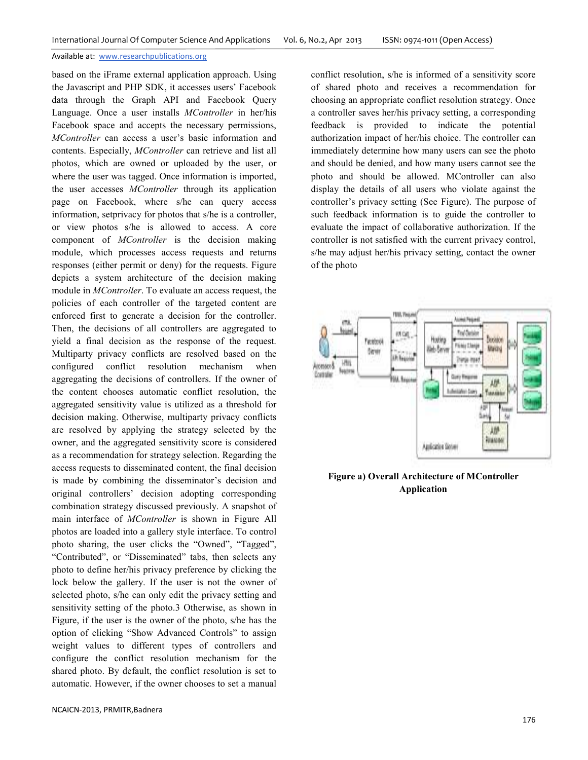based on the iFrame external application approach. Using the Javascript and PHP SDK, it accesses users' Facebook data through the Graph API and Facebook Query Language. Once a user installs *MController* in her/his Facebook space and accepts the necessary permissions, *MController* can access a user's basic information and contents. Especially, *MController* can retrieve and list all photos, which are owned or uploaded by the user, or where the user was tagged. Once information is imported, the user accesses *MController* through its application page on Facebook, where s/he can query access information, setprivacy for photos that s/he is a controller, or view photos s/he is allowed to access. A core component of *MController* is the decision making module, which processes access requests and returns responses (either permit or deny) for the requests. Figure depicts a system architecture of the decision making module in *MController*. To evaluate an access request, the policies of each controller of the targeted content are enforced first to generate a decision for the controller. Then, the decisions of all controllers are aggregated to yield a final decision as the response of the request. Multiparty privacy conflicts are resolved based on the configured conflict resolution mechanism when aggregating the decisions of controllers. If the owner of the content chooses automatic conflict resolution, the aggregated sensitivity value is utilized as a threshold for decision making. Otherwise, multiparty privacy conflicts are resolved by applying the strategy selected by the owner, and the aggregated sensitivity score is considered as a recommendation for strategy selection. Regarding the access requests to disseminated content, the final decision is made by combining the disseminator's decision and original controllers' decision adopting corresponding combination strategy discussed previously. A snapshot of main interface of *MController* is shown in Figure All photos are loaded into a gallery style interface. To control photo sharing, the user clicks the "Owned", "Tagged", "Contributed", or "Disseminated" tabs, then selects any photo to define her/his privacy preference by clicking the lock below the gallery. If the user is not the owner of selected photo, s/he can only edit the privacy setting and sensitivity setting of the photo.3 Otherwise, as shown in Figure, if the user is the owner of the photo, s/he has the option of clicking "Show Advanced Controls" to assign weight values to different types of controllers and configure the conflict resolution mechanism for the shared photo. By default, the conflict resolution is set to automatic. However, if the owner chooses to set a manual conflict resolution, s/he is informed of a sensitivity score of shared photo and receives a recommendation for choosing an appropriate conflict resolution strategy. Once a controller saves her/his privacy setting, a corresponding feedback is provided to indicate the potential authorization impact of her/his choice. The controller can immediately determine how many users can see the photo and should be denied, and how many users cannot see the photo and should be allowed. MController can also display the details of all users who violate against the controller's privacy setting (See Figure). The purpose of such feedback information is to guide the controller to evaluate the impact of collaborative authorization. If the controller is not satisfied with the current privacy control, s/he may adjust her/his privacy setting, contact the owner of the photo

**Figure a) Overall Architecture of MController Application**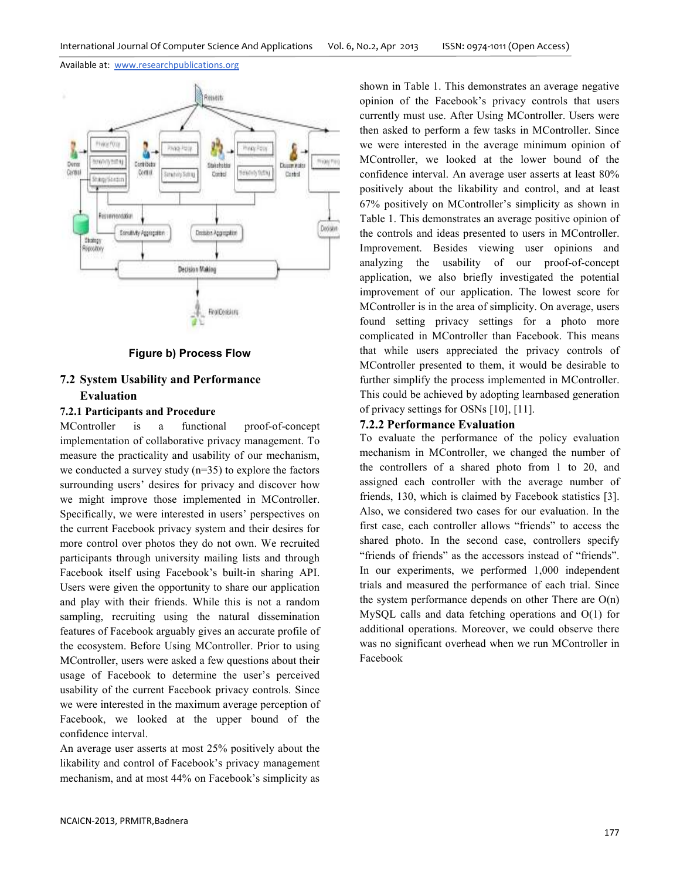Figure b) Process Flow

## 7.2 System Usability and Performance Evaluation

### 7.2.1 Participants and Procedure

MController is a functional proof-of-concept implementation of collaborative privacy management. To measure the practicality and usability of our mechanism, we conducted a survey study (n=35) to explore the factors surrounding users' desires for privacy and discover how we might improve those implemented in MController. Specifically, we were interested in users' perspectives on the current Facebook privacy system and their desires for more control over photos they do not own. We recruited participants through university mailing lists and through Facebook itself using Facebook's built-in sharing API. Users were given the opportunity to share our application and play with their friends. While this is not a random sampling, recruiting using the natural dissemination features of Facebook arguably gives an accurate profile of the ecosystem. Before Using MController. Prior to using MController, users were asked a few questions about their usage of Facebook to determine the user's perceived usability of the current Facebook privacy controls. Since we were interested in the maximum average perception of Facebook, we looked at the upper bound of the confidence interval.

An average user asserts at most 25% positively about the likability and control of Facebook's privacy management mechanism, and at most 44% on Facebook's simplicity as shown in Table 1. This demonstrates an average negative opinion of the Facebook's privacy controls that users currently must use. After Using MController. Users were then asked to perform a few tasks in MController. Since we were interested in the average minimum opinion of MController, we looked at the lower bound of the confidence interval. An average user asserts at least 80% positively about the likability and control, and at least 67% positively on MController's simplicity as shown in Table 1. This demonstrates an average positive opinion of the controls and ideas presented to users in MController. Improvement. Besides viewing user opinions and analyzing the usability of our proof-of-concept application, we also briefly investigated the potential improvement of our application. The lowest score for MController is in the area of simplicity. On average, users found setting privacy settings for a photo more complicated in MController than Facebook. This means that while users appreciated the privacy controls of MController presented to them, it would be desirable to further simplify the process implemented in MController. This could be achieved by adopting learnbased generation of privacy settings for OSNs [10], [11].

### 7.2.2 Performance Evaluation

To evaluate the performance of the policy evaluation mechanism in MController, we changed the number of the controllers of a shared photo from 1 to 20, and assigned each controller with the average number of friends, 130, which is claimed by Facebook statistics [3]. Also, we considered two cases for our evaluation. In the first case, each controller allows "friends" to access the shared photo. In the second case, controllers specify "friends of friends" as the accessors instead of "friends". In our experiments, we performed 1,000 independent trials and measured the performance of each trial. Since the system performance depends on other There are O(n) MySQL calls and data fetching operations and O(1) for additional operations. Moreover, we could observe there was no significant overhead when we run MController in Facebook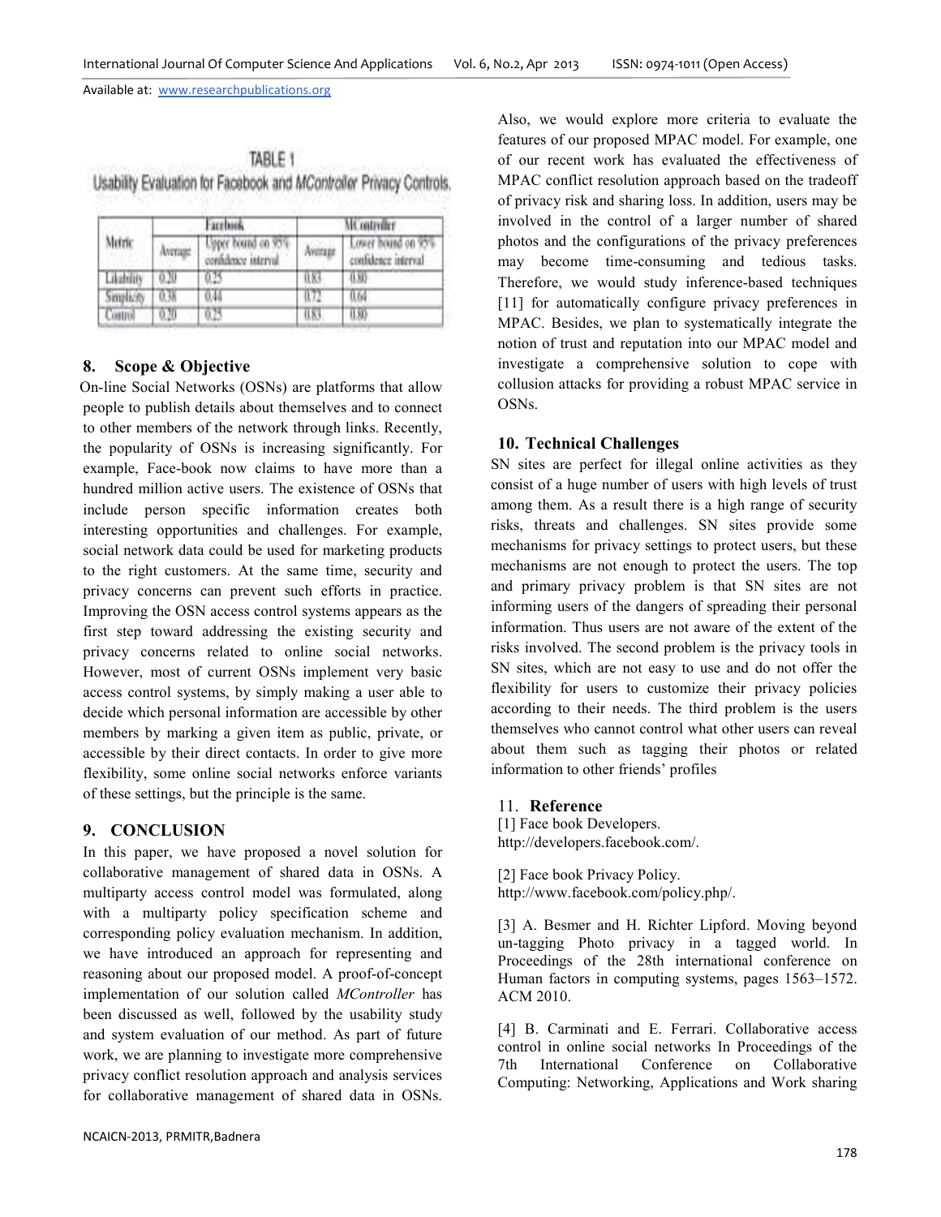TABLE 1
Usability Evaluation for Facebook and MController Privacy Controls.

| Metric | Facebook | | MController | |
|---|---|---|---|---|
| | Average | Upper bound on 95% confidence interval | Average | Lower bound on 95% confidence interval |
| Likability | 0.20 | 0.25 | 0.83 | 0.80 |
| Simplicity | 0.38 | 0.44 | 0.72 | 0.64 |
| Control | 0.20 | 0.25 | 0.83 | 0.80 |

## 8. Scope & Objective

On-line Social Networks (OSNs) are platforms that allow people to publish details about themselves and to connect to other members of the network through links. Recently, the popularity of OSNs is increasing significantly. For example, Face-book now claims to have more than a hundred million active users. The existence of OSNs that include person specific information creates both interesting opportunities and challenges. For example, social network data could be used for marketing products to the right customers. At the same time, security and privacy concerns can prevent such efforts in practice. Improving the OSN access control systems appears as the first step toward addressing the existing security and privacy concerns related to online social networks. However, most of current OSNs implement very basic access control systems, by simply making a user able to decide which personal information are accessible by other members by marking a given item as public, private, or accessible by their direct contacts. In order to give more flexibility, some online social networks enforce variants of these settings, but the principle is the same.

## 9. CONCLUSION

In this paper, we have proposed a novel solution for collaborative management of shared data in OSNs. A multiparty access control model was formulated, along with a multiparty policy specification scheme and corresponding policy evaluation mechanism. In addition, we have introduced an approach for representing and reasoning about our proposed model. A proof-of-concept implementation of our solution called *MController* has been discussed as well, followed by the usability study and system evaluation of our method. As part of future work, we are planning to investigate more comprehensive privacy conflict resolution approach and analysis services for collaborative management of shared data in OSNs. Also, we would explore more criteria to evaluate the features of our proposed MPAC model. For example, one of our recent work has evaluated the effectiveness of MPAC conflict resolution approach based on the tradeoff of privacy risk and sharing loss. In addition, users may be involved in the control of a larger number of shared photos and the configurations of the privacy preferences may become time-consuming and tedious tasks. Therefore, we would study inference-based techniques [11] for automatically configure privacy preferences in MPAC. Besides, we plan to systematically integrate the notion of trust and reputation into our MPAC model and investigate a comprehensive solution to cope with collusion attacks for providing a robust MPAC service in OSNs.

## 10. Technical Challenges

SN sites are perfect for illegal online activities as they consist of a huge number of users with high levels of trust among them. As a result there is a high range of security risks, threats and challenges. SN sites provide some mechanisms for privacy settings to protect users, but these mechanisms are not enough to protect the users. The top and primary privacy problem is that SN sites are not informing users of the dangers of spreading their personal information. Thus users are not aware of the extent of the risks involved. The second problem is the privacy tools in SN sites, which are not easy to use and do not offer the flexibility for users to customize their privacy policies according to their needs. The third problem is the users themselves who cannot control what other users can reveal about them such as tagging their photos or related information to other friends' profiles

## 11. Reference

[1] Face book Developers. http://developers.facebook.com/.

[2] Face book Privacy Policy. http://www.facebook.com/policy.php/.

[3] A. Besmer and H. Richter Lipford. Moving beyond un-tagging Photo privacy in a tagged world. In Proceedings of the 28th international conference on Human factors in computing systems, pages 1563–1572. ACM 2010.

[4] B. Carminati and E. Ferrari. Collaborative access control in online social networks In Proceedings of the 7th International Conference on Collaborative Computing: Networking, Applications and Work sharing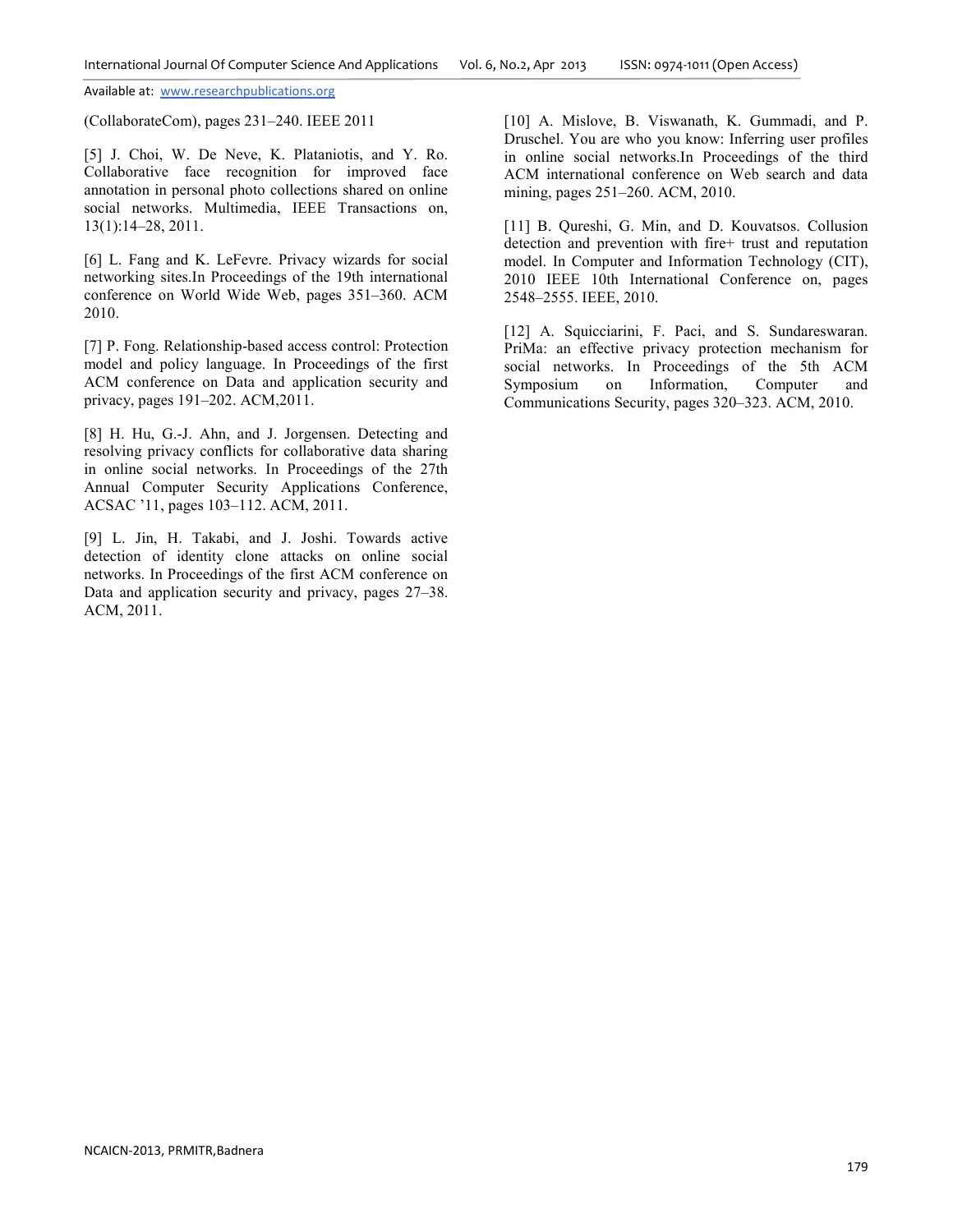(CollaborateCom), pages 231–240. IEEE 2011

[5] J. Choi, W. De Neve, K. Plataniotis, and Y. Ro. Collaborative face recognition for improved face annotation in personal photo collections shared on online social networks. Multimedia, IEEE Transactions on, 13(1):14–28, 2011.

[6] L. Fang and K. LeFevre. Privacy wizards for social networking sites.In Proceedings of the 19th international conference on World Wide Web, pages 351–360. ACM 2010.

[7] P. Fong. Relationship-based access control: Protection model and policy language. In Proceedings of the first ACM conference on Data and application security and privacy, pages 191–202. ACM,2011.

[8] H. Hu, G.-J. Ahn, and J. Jorgensen. Detecting and resolving privacy conflicts for collaborative data sharing in online social networks. In Proceedings of the 27th Annual Computer Security Applications Conference, ACSAC '11, pages 103–112. ACM, 2011.

[9] L. Jin, H. Takabi, and J. Joshi. Towards active detection of identity clone attacks on online social networks. In Proceedings of the first ACM conference on Data and application security and privacy, pages 27–38. ACM, 2011.

[10] A. Mislove, B. Viswanath, K. Gummadi, and P. Druschel. You are who you know: Inferring user profiles in online social networks.In Proceedings of the third ACM international conference on Web search and data mining, pages 251–260. ACM, 2010.

[11] B. Qureshi, G. Min, and D. Kouvatsos. Collusion detection and prevention with fire+ trust and reputation model. In Computer and Information Technology (CIT), 2010 IEEE 10th International Conference on, pages 2548–2555. IEEE, 2010.

[12] A. Squicciarini, F. Paci, and S. Sundareswaran. PriMa: an effective privacy protection mechanism for social networks. In Proceedings of the 5th ACM Symposium on Information, Computer and Communications Security, pages 320–323. ACM, 2010.